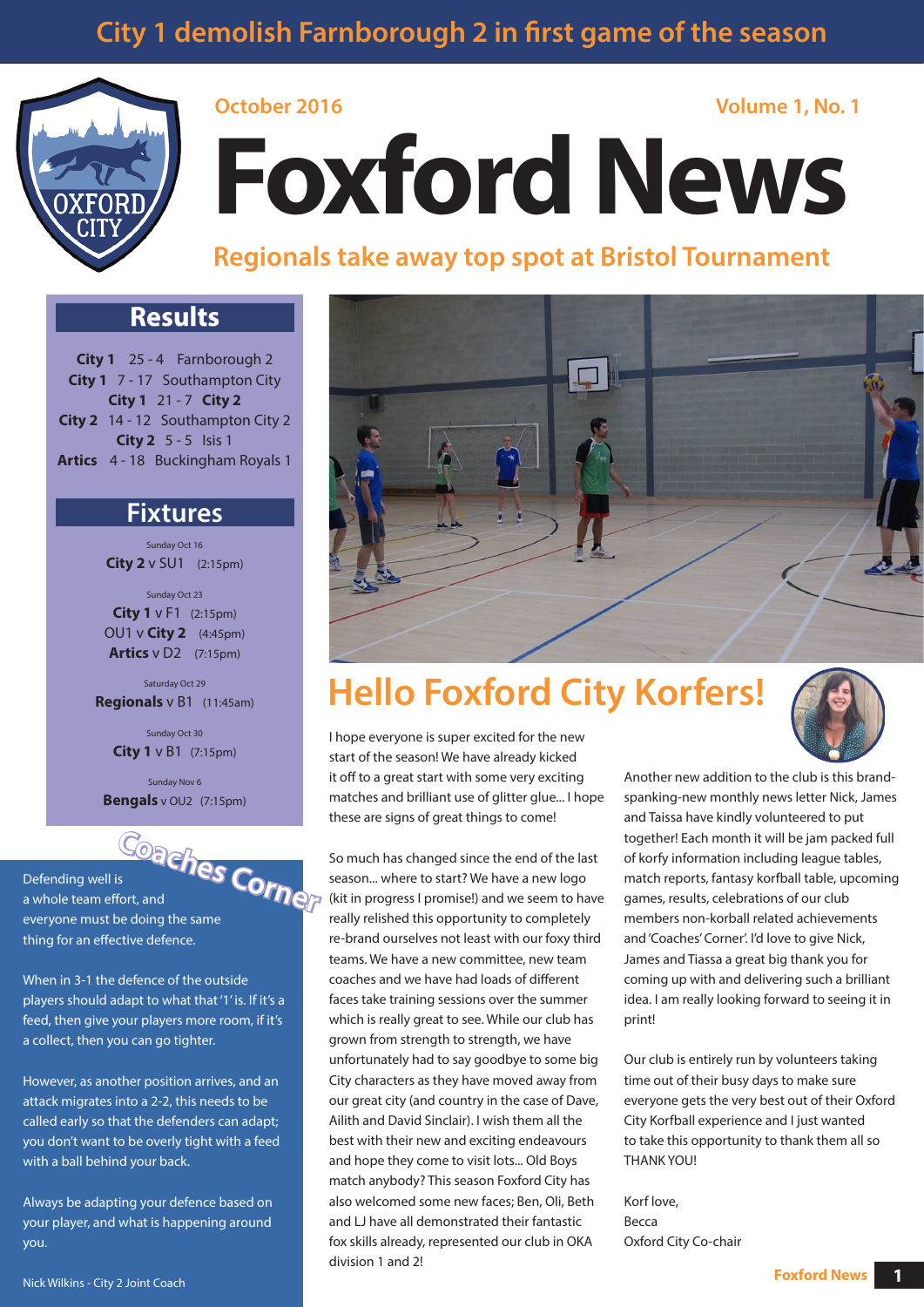City 1 demolish Farnborough 2 in first game of the season

October 2016 | Volume 1, No. 1

# Foxford News

## Regionals take away top spot at Bristol Tournament

## Results

| | | |
|---|---|---|
| **City 1** | 25 - 4 | Farnborough 2 |
| **City 1** | 7 - 17 | Southampton City |
| **City 1** | 21 - 7 | **City 2** |
| **City 2** | 14 - 12 | Southampton City 2 |
| **City 2** | 5 - 5 | Isis 1 |
| **Artics** | 4 - 18 | Buckingham Royals 1 |

## Fixtures

Sunday Oct 16
**City 2** v SU1 (2:15pm)

Sunday Oct 23
**City 1** v F1 (2:15pm)
OU1 v **City 2** (4:45pm)
**Artics** v D2 (7:15pm)

Saturday Oct 29
**Regionals** v B1 (11:45am)

Sunday Oct 30
**City 1** v B1 (7:15pm)

Sunday Nov 6
**Bengals** v OU2 (7:15pm)

## Coaches Corner

Defending well is a whole team effort, and everyone must be doing the same thing for an effective defence.

When in 3-1 the defence of the outside players should adapt to what that '1' is. If it's a feed, then give your players more room, if it's a collect, then you can go tighter.

However, as another position arrives, and an attack migrates into a 2-2, this needs to be called early so that the defenders can adapt; you don't want to be overly tight with a feed with a ball behind your back.

Always be adapting your defence based on your player, and what is happening around you.

Nick Wilkins - City 2 Joint Coach

## Hello Foxford City Korfers!

I hope everyone is super excited for the new start of the season! We have already kicked it off to a great start with some very exciting matches and brilliant use of glitter glue... I hope these are signs of great things to come!

So much has changed since the end of the last season... where to start? We have a new logo (kit in progress I promise!) and we seem to have really relished this opportunity to completely re-brand ourselves not least with our foxy third teams. We have a new committee, new team coaches and we have had loads of different faces take training sessions over the summer which is really great to see. While our club has grown from strength to strength, we have unfortunately had to say goodbye to some big City characters as they have moved away from our great city (and country in the case of Dave, Ailith and David Sinclair). I wish them all the best with their new and exciting endeavours and hope they come to visit lots... Old Boys match anybody? This season Foxford City has also welcomed some new faces; Ben, Oli, Beth and LJ have all demonstrated their fantastic fox skills already, represented our club in OKA division 1 and 2!

Another new addition to the club is this brand-spanking-new monthly news letter Nick, James and Taissa have kindly volunteered to put together! Each month it will be jam packed full of korfy information including league tables, match reports, fantasy korfball table, upcoming games, results, celebrations of our club members non-korball related achievements and 'Coaches' Corner'. I'd love to give Nick, James and Tiassa a great big thank you for coming up with and delivering such a brilliant idea. I am really looking forward to seeing it in print!

Our club is entirely run by volunteers taking time out of their busy days to make sure everyone gets the very best out of their Oxford City Korfball experience and I just wanted to take this opportunity to thank them all so THANK YOU!

Korf love,
Becca
Oxford City Co-chair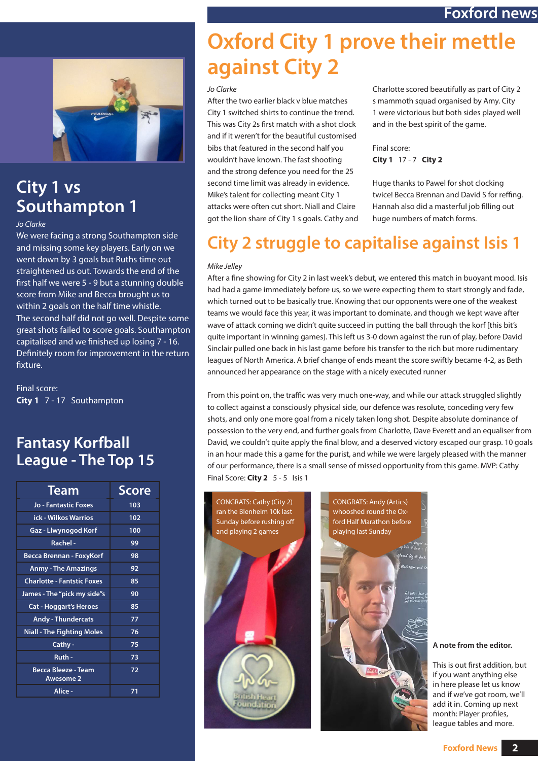## City 1 vs Southampton 1

*Jo Clarke*

We were facing a strong Southampton side and missing some key players. Early on we went down by 3 goals but Ruths time out straightened us out. Towards the end of the first half we were 5 - 9 but a stunning double score from Mike and Becca brought us to within 2 goals on the half time whistle.

The second half did not go well. Despite some great shots failed to score goals. Southampton capitalised and we finished up losing 7 - 16. Definitely room for improvement in the return fixture.

Final score:

**City 1** 7 - 17 Southampton

## Fantasy Korfball League - The Top 15

| Team | Score |
|---|---|
| Jo - Fantastic Foxes | 103 |
| ick - Wilkos Warrios | 102 |
| Gaz - Llwynogod Korf | 100 |
| Rachel - | 99 |
| Becca Brennan - FoxyKorf | 98 |
| Anmy - The Amazings | 92 |
| Charlotte - Fantstic Foxes | 85 |
| James - The "pick my side"s | 90 |
| Cat - Hoggart's Heroes | 85 |
| Andy - Thundercats | 77 |
| Niall - The Fighting Moles | 76 |
| Cathy - | 75 |
| Ruth - | 73 |
| Becca Bleeze - Team Awesome 2 | 72 |
| Alice - | 71 |

# Oxford City 1 prove their mettle against City 2

*Jo Clarke*

After the two earlier black v blue matches City 1 switched shirts to continue the trend. This was City 2s first match with a shot clock and if it weren't for the beautiful customised bibs that featured in the second half you wouldn't have known. The fast shooting and the strong defence you need for the 25 second time limit was already in evidence. Mike's talent for collecting meant City 1 attacks were often cut short. Niall and Claire got the lion share of City 1 s goals. Cathy and Charlotte scored beautifully as part of City 2 s mammoth squad organised by Amy. City 1 were victorious but both sides played well and in the best spirit of the game.

Final score:

**City 1** 17 - 7 **City 2**

Huge thanks to Pawel for shot clocking twice! Becca Brennan and David S for reffing. Hannah also did a masterful job filling out huge numbers of match forms.

# City 2 struggle to capitalise against Isis 1

*Mike Jelley*

After a fine showing for City 2 in last week's debut, we entered this match in buoyant mood. Isis had had a game immediately before us, so we were expecting them to start strongly and fade, which turned out to be basically true. Knowing that our opponents were one of the weakest teams we would face this year, it was important to dominate, and though we kept wave after wave of attack coming we didn't quite succeed in putting the ball through the korf [this bit's quite important in winning games]. This left us 3-0 down against the run of play, before David Sinclair pulled one back in his last game before his transfer to the rich but more rudimentary leagues of North America. A brief change of ends meant the score swiftly became 4-2, as Beth announced her appearance on the stage with a nicely executed runner

From this point on, the traffic was very much one-way, and while our attack struggled slightly to collect against a consciously physical side, our defence was resolute, conceding very few shots, and only one more goal from a nicely taken long shot. Despite absolute dominance of possession to the very end, and further goals from Charlotte, Dave Everett and an equaliser from David, we couldn't quite apply the final blow, and a deserved victory escaped our grasp. 10 goals in an hour made this a game for the purist, and while we were largely pleased with the manner of our performance, there is a small sense of missed opportunity from this game. MVP: Cathy

Final Score: **City 2** 5 - 5 Isis 1

CONGRATS: Cathy (City 2) ran the Blenheim 10k last Sunday before rushing off and playing 2 games

CONGRATS: Andy (Artics) whooshed round the Oxford Half Marathon before playing last Sunday

**A note from the editor.**

This is out first addition, but if you want anything else in here please let us know and if we've got room, we'll add it in. Coming up next month: Player profiles, league tables and more.